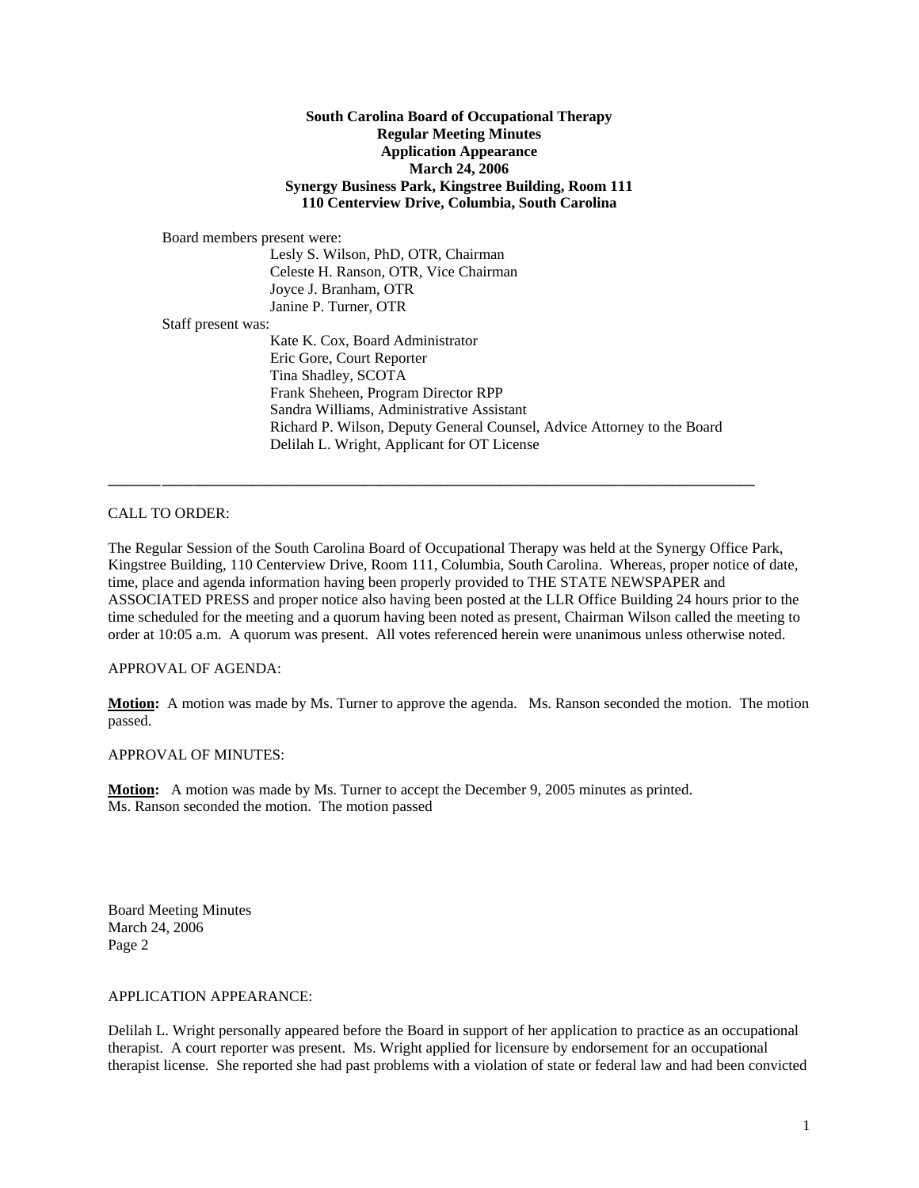**South Carolina Board of Occupational Therapy**
**Regular Meeting Minutes**
**Application Appearance**
**March 24, 2006**
**Synergy Business Park, Kingstree Building, Room 111**
**110 Centerview Drive, Columbia, South Carolina**

Board members present were:

- Lesly S. Wilson, PhD, OTR, Chairman
- Celeste H. Ranson, OTR, Vice Chairman
- Joyce J. Branham, OTR
- Janine P. Turner, OTR

Staff present was:

- Kate K. Cox, Board Administrator
- Eric Gore, Court Reporter
- Tina Shadley, SCOTA
- Frank Sheheen, Program Director RPP
- Sandra Williams, Administrative Assistant
- Richard P. Wilson, Deputy General Counsel, Advice Attorney to the Board
- Delilah L. Wright, Applicant for OT License

---

CALL TO ORDER:

The Regular Session of the South Carolina Board of Occupational Therapy was held at the Synergy Office Park, Kingstree Building, 110 Centerview Drive, Room 111, Columbia, South Carolina. Whereas, proper notice of date, time, place and agenda information having been properly provided to THE STATE NEWSPAPER and ASSOCIATED PRESS and proper notice also having been posted at the LLR Office Building 24 hours prior to the time scheduled for the meeting and a quorum having been noted as present, Chairman Wilson called the meeting to order at 10:05 a.m. A quorum was present. All votes referenced herein were unanimous unless otherwise noted.

APPROVAL OF AGENDA:

**Motion:** A motion was made by Ms. Turner to approve the agenda. Ms. Ranson seconded the motion. The motion passed.

APPROVAL OF MINUTES:

**Motion:** A motion was made by Ms. Turner to accept the December 9, 2005 minutes as printed. Ms. Ranson seconded the motion. The motion passed

APPLICATION APPEARANCE:

Delilah L. Wright personally appeared before the Board in support of her application to practice as an occupational therapist. A court reporter was present. Ms. Wright applied for licensure by endorsement for an occupational therapist license. She reported she had past problems with a violation of state or federal law and had been convicted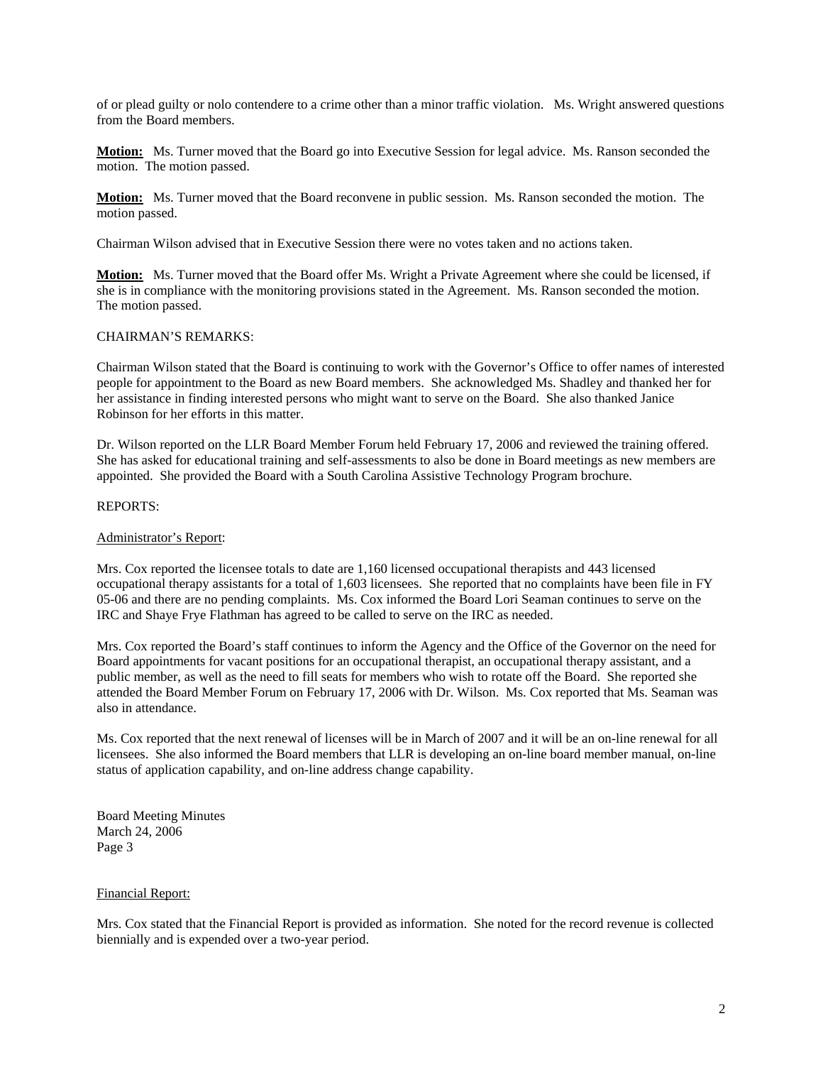of or plead guilty or nolo contendere to a crime other than a minor traffic violation. Ms. Wright answered questions from the Board members.

**Motion:** Ms. Turner moved that the Board go into Executive Session for legal advice. Ms. Ranson seconded the motion. The motion passed.

**Motion:** Ms. Turner moved that the Board reconvene in public session. Ms. Ranson seconded the motion. The motion passed.

Chairman Wilson advised that in Executive Session there were no votes taken and no actions taken.

**Motion:** Ms. Turner moved that the Board offer Ms. Wright a Private Agreement where she could be licensed, if she is in compliance with the monitoring provisions stated in the Agreement. Ms. Ranson seconded the motion. The motion passed.

CHAIRMAN'S REMARKS:

Chairman Wilson stated that the Board is continuing to work with the Governor's Office to offer names of interested people for appointment to the Board as new Board members. She acknowledged Ms. Shadley and thanked her for her assistance in finding interested persons who might want to serve on the Board. She also thanked Janice Robinson for her efforts in this matter.

Dr. Wilson reported on the LLR Board Member Forum held February 17, 2006 and reviewed the training offered. She has asked for educational training and self-assessments to also be done in Board meetings as new members are appointed. She provided the Board with a South Carolina Assistive Technology Program brochure.

REPORTS:

Administrator's Report:

Mrs. Cox reported the licensee totals to date are 1,160 licensed occupational therapists and 443 licensed occupational therapy assistants for a total of 1,603 licensees. She reported that no complaints have been file in FY 05-06 and there are no pending complaints. Ms. Cox informed the Board Lori Seaman continues to serve on the IRC and Shaye Frye Flathman has agreed to be called to serve on the IRC as needed.

Mrs. Cox reported the Board's staff continues to inform the Agency and the Office of the Governor on the need for Board appointments for vacant positions for an occupational therapist, an occupational therapy assistant, and a public member, as well as the need to fill seats for members who wish to rotate off the Board. She reported she attended the Board Member Forum on February 17, 2006 with Dr. Wilson. Ms. Cox reported that Ms. Seaman was also in attendance.

Ms. Cox reported that the next renewal of licenses will be in March of 2007 and it will be an on-line renewal for all licensees. She also informed the Board members that LLR is developing an on-line board member manual, on-line status of application capability, and on-line address change capability.

Financial Report:

Mrs. Cox stated that the Financial Report is provided as information. She noted for the record revenue is collected biennially and is expended over a two-year period.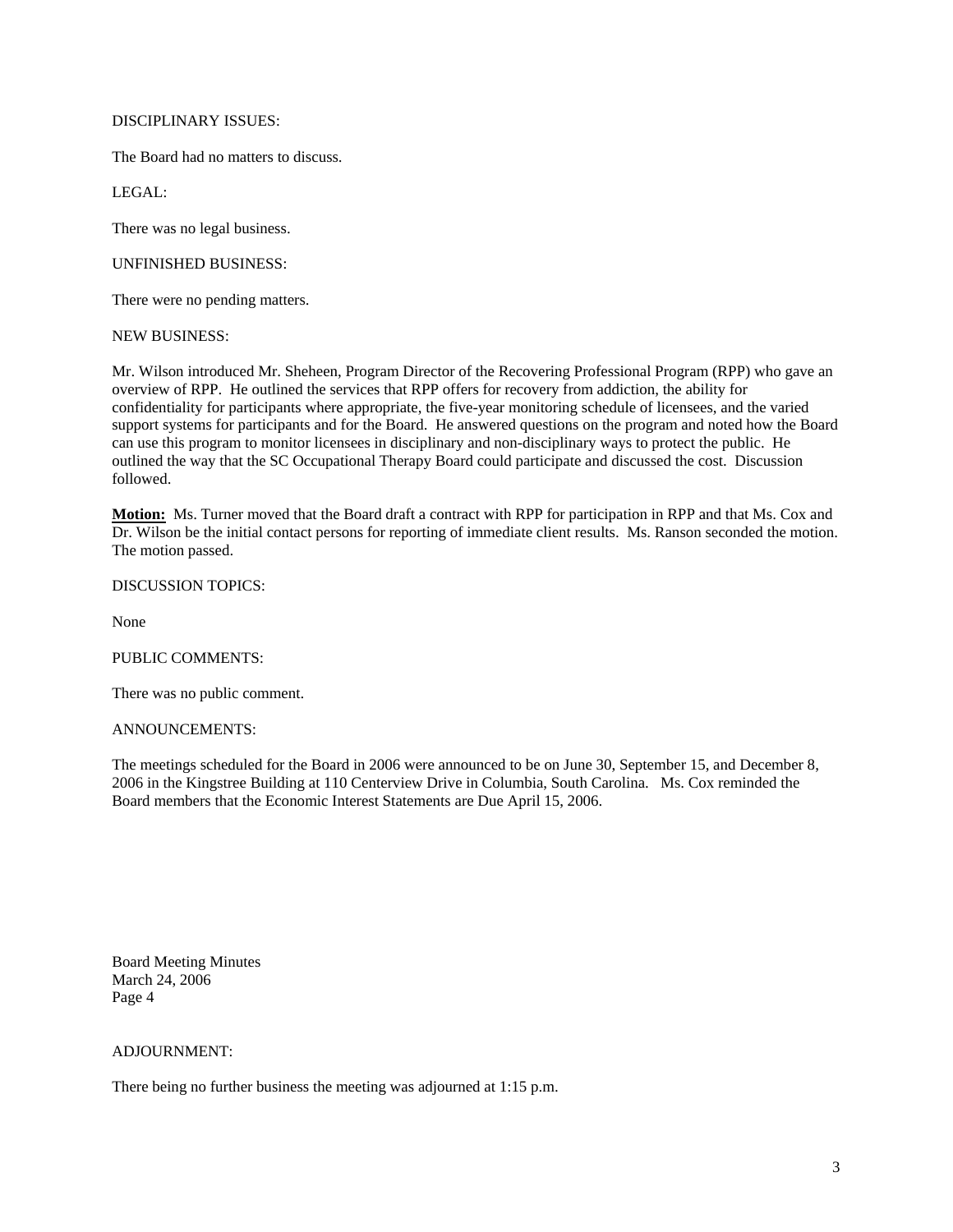DISCIPLINARY ISSUES:

The Board had no matters to discuss.

LEGAL:

There was no legal business.

UNFINISHED BUSINESS:

There were no pending matters.

NEW BUSINESS:

Mr. Wilson introduced Mr. Sheheen, Program Director of the Recovering Professional Program (RPP) who gave an overview of RPP. He outlined the services that RPP offers for recovery from addiction, the ability for confidentiality for participants where appropriate, the five-year monitoring schedule of licensees, and the varied support systems for participants and for the Board. He answered questions on the program and noted how the Board can use this program to monitor licensees in disciplinary and non-disciplinary ways to protect the public. He outlined the way that the SC Occupational Therapy Board could participate and discussed the cost. Discussion followed.

**Motion:** Ms. Turner moved that the Board draft a contract with RPP for participation in RPP and that Ms. Cox and Dr. Wilson be the initial contact persons for reporting of immediate client results. Ms. Ranson seconded the motion. The motion passed.

DISCUSSION TOPICS:

None

PUBLIC COMMENTS:

There was no public comment.

ANNOUNCEMENTS:

The meetings scheduled for the Board in 2006 were announced to be on June 30, September 15, and December 8, 2006 in the Kingstree Building at 110 Centerview Drive in Columbia, South Carolina. Ms. Cox reminded the Board members that the Economic Interest Statements are Due April 15, 2006.

ADJOURNMENT:

There being no further business the meeting was adjourned at 1:15 p.m.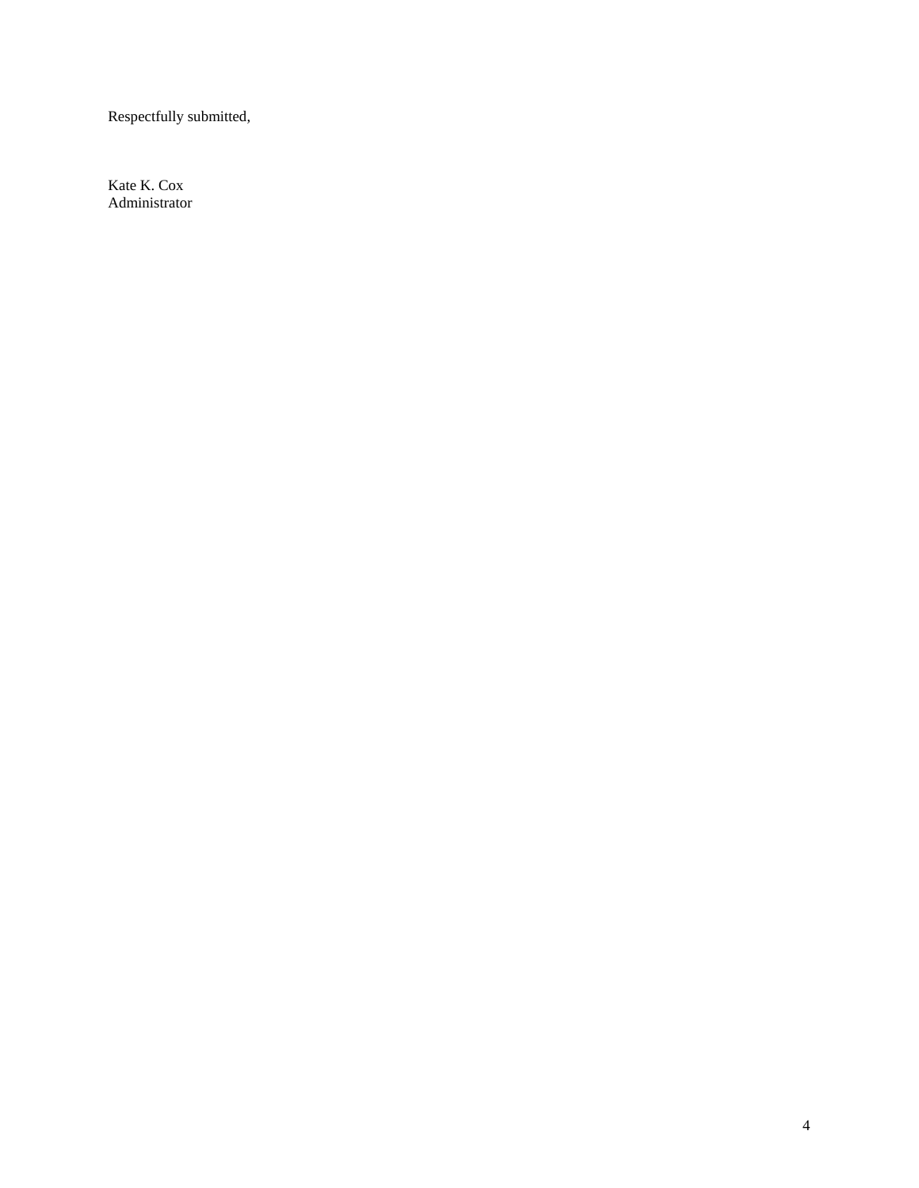Respectfully submitted,

Kate K. Cox
Administrator